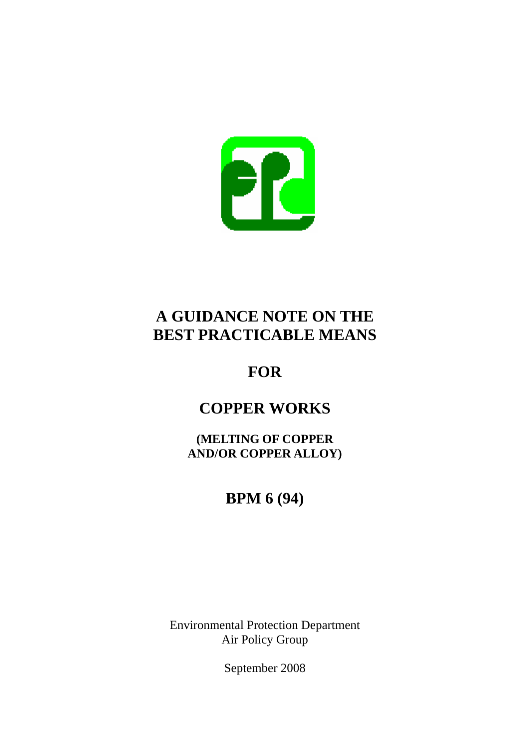# A GUIDANCE NOTE ON THE BEST PRACTICABLE MEANS

# FOR

# COPPER WORKS

**(MELTING OF COPPER AND/OR COPPER ALLOY)**

## BPM 6 (94)

Environmental Protection Department
Air Policy Group

September 2008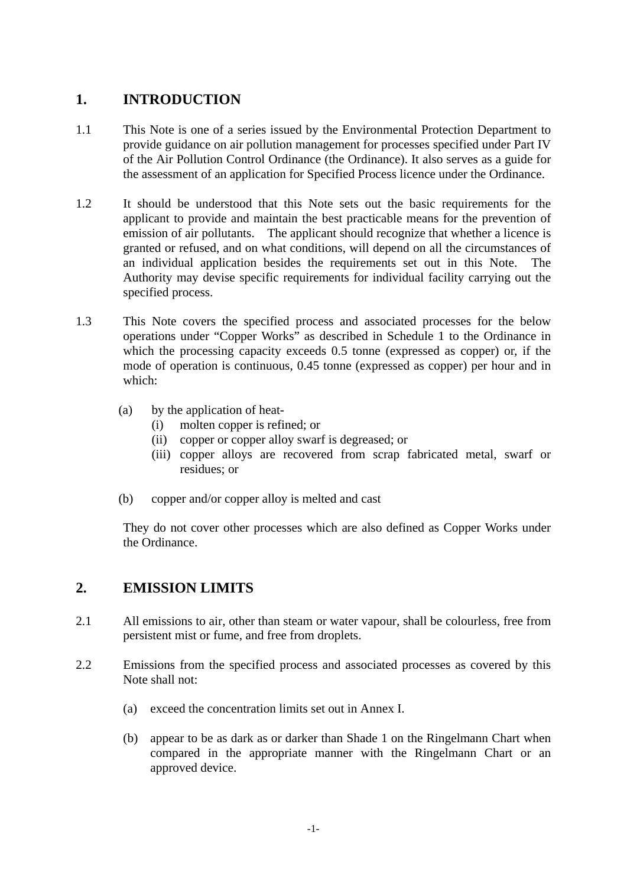## 1. INTRODUCTION

1.1 This Note is one of a series issued by the Environmental Protection Department to provide guidance on air pollution management for processes specified under Part IV of the Air Pollution Control Ordinance (the Ordinance). It also serves as a guide for the assessment of an application for Specified Process licence under the Ordinance.

1.2 It should be understood that this Note sets out the basic requirements for the applicant to provide and maintain the best practicable means for the prevention of emission of air pollutants. The applicant should recognize that whether a licence is granted or refused, and on what conditions, will depend on all the circumstances of an individual application besides the requirements set out in this Note. The Authority may devise specific requirements for individual facility carrying out the specified process.

1.3 This Note covers the specified process and associated processes for the below operations under "Copper Works" as described in Schedule 1 to the Ordinance in which the processing capacity exceeds 0.5 tonne (expressed as copper) or, if the mode of operation is continuous, 0.45 tonne (expressed as copper) per hour and in which:

(a) by the application of heat-
   (i) molten copper is refined; or
   (ii) copper or copper alloy swarf is degreased; or
   (iii) copper alloys are recovered from scrap fabricated metal, swarf or residues; or

(b) copper and/or copper alloy is melted and cast

They do not cover other processes which are also defined as Copper Works under the Ordinance.

## 2. EMISSION LIMITS

2.1 All emissions to air, other than steam or water vapour, shall be colourless, free from persistent mist or fume, and free from droplets.

2.2 Emissions from the specified process and associated processes as covered by this Note shall not:

(a) exceed the concentration limits set out in Annex I.

(b) appear to be as dark as or darker than Shade 1 on the Ringelmann Chart when compared in the appropriate manner with the Ringelmann Chart or an approved device.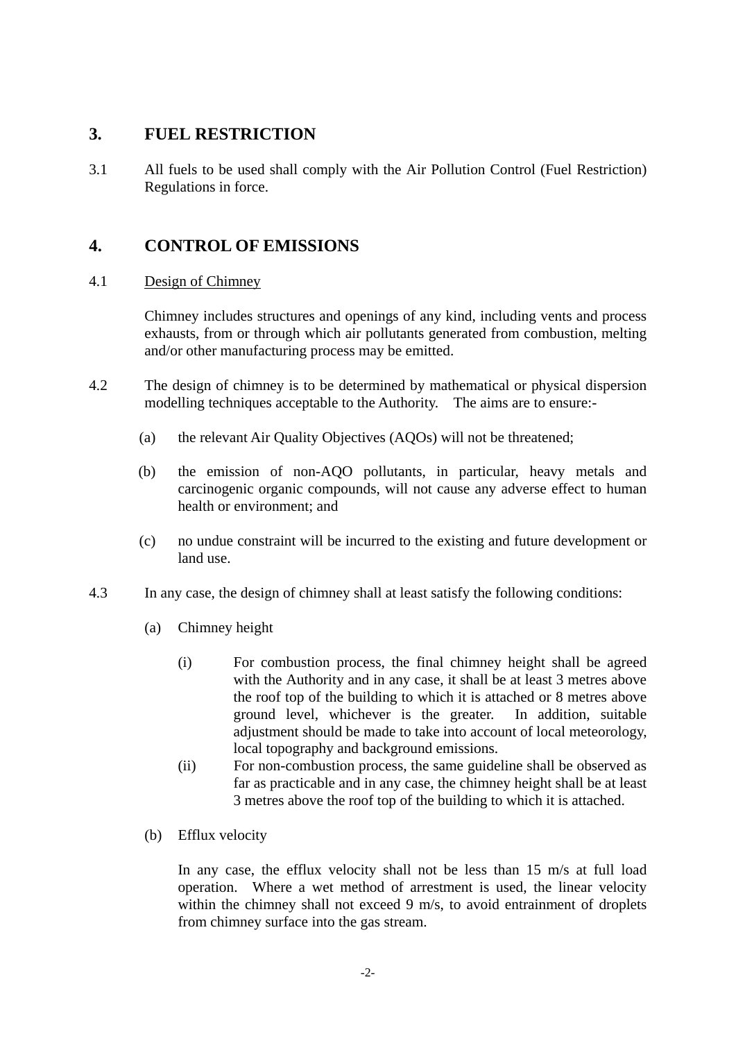## 3. FUEL RESTRICTION

3.1 All fuels to be used shall comply with the Air Pollution Control (Fuel Restriction) Regulations in force.

## 4. CONTROL OF EMISSIONS

4.1 <u>Design of Chimney</u>

Chimney includes structures and openings of any kind, including vents and process exhausts, from or through which air pollutants generated from combustion, melting and/or other manufacturing process may be emitted.

4.2 The design of chimney is to be determined by mathematical or physical dispersion modelling techniques acceptable to the Authority. The aims are to ensure:-

(a) the relevant Air Quality Objectives (AQOs) will not be threatened;

(b) the emission of non-AQO pollutants, in particular, heavy metals and carcinogenic organic compounds, will not cause any adverse effect to human health or environment; and

(c) no undue constraint will be incurred to the existing and future development or land use.

4.3 In any case, the design of chimney shall at least satisfy the following conditions:

(a) Chimney height

(i) For combustion process, the final chimney height shall be agreed with the Authority and in any case, it shall be at least 3 metres above the roof top of the building to which it is attached or 8 metres above ground level, whichever is the greater. In addition, suitable adjustment should be made to take into account of local meteorology, local topography and background emissions.

(ii) For non-combustion process, the same guideline shall be observed as far as practicable and in any case, the chimney height shall be at least 3 metres above the roof top of the building to which it is attached.

(b) Efflux velocity

In any case, the efflux velocity shall not be less than 15 m/s at full load operation. Where a wet method of arrestment is used, the linear velocity within the chimney shall not exceed 9 m/s, to avoid entrainment of droplets from chimney surface into the gas stream.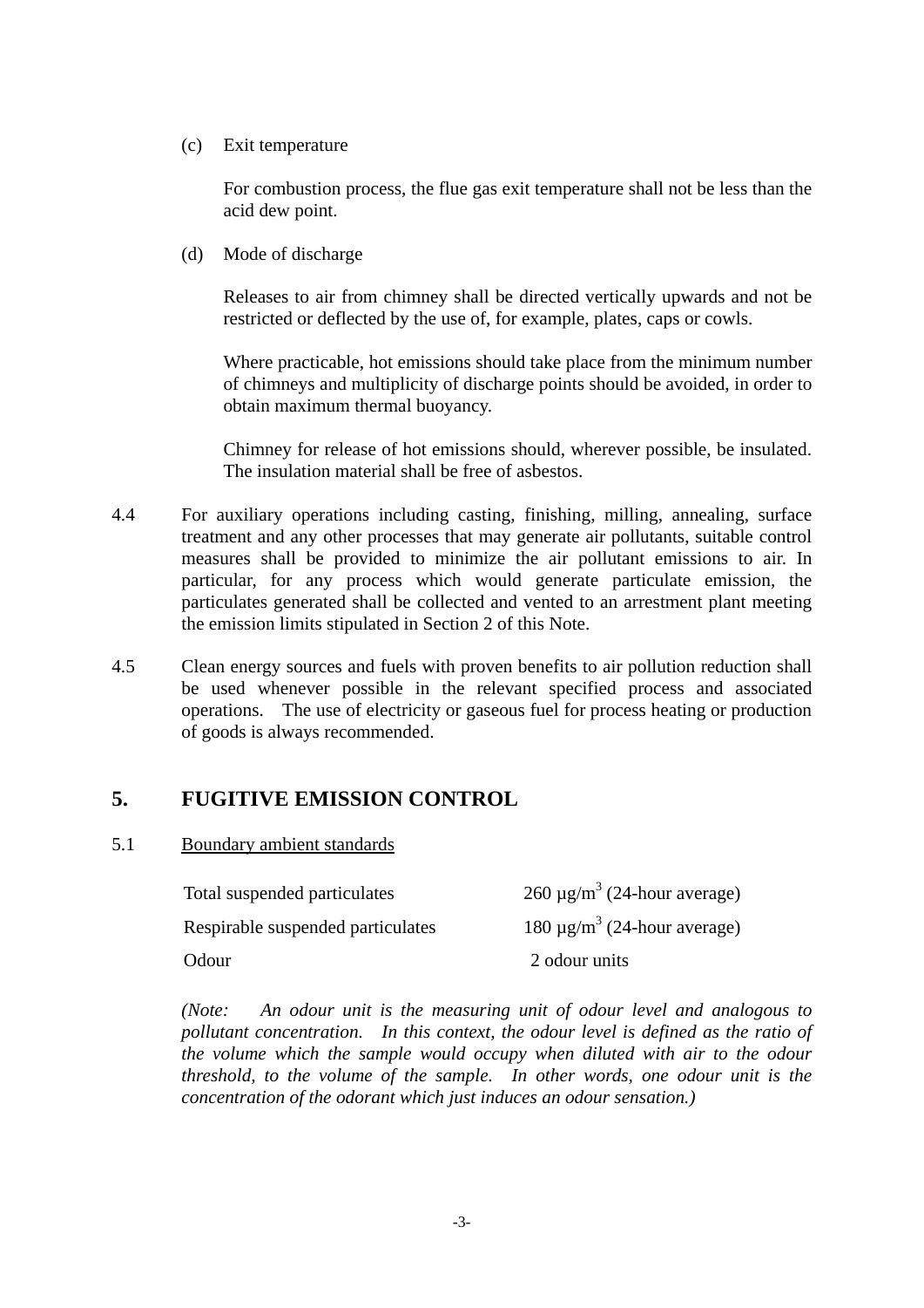(c) Exit temperature

For combustion process, the flue gas exit temperature shall not be less than the acid dew point.

(d) Mode of discharge

Releases to air from chimney shall be directed vertically upwards and not be restricted or deflected by the use of, for example, plates, caps or cowls.

Where practicable, hot emissions should take place from the minimum number of chimneys and multiplicity of discharge points should be avoided, in order to obtain maximum thermal buoyancy.

Chimney for release of hot emissions should, wherever possible, be insulated. The insulation material shall be free of asbestos.

4.4 For auxiliary operations including casting, finishing, milling, annealing, surface treatment and any other processes that may generate air pollutants, suitable control measures shall be provided to minimize the air pollutant emissions to air. In particular, for any process which would generate particulate emission, the particulates generated shall be collected and vented to an arrestment plant meeting the emission limits stipulated in Section 2 of this Note.

4.5 Clean energy sources and fuels with proven benefits to air pollution reduction shall be used whenever possible in the relevant specified process and associated operations. The use of electricity or gaseous fuel for process heating or production of goods is always recommended.

## 5. FUGITIVE EMISSION CONTROL

5.1 Boundary ambient standards

| | |
|---|---|
| Total suspended particulates | 260 µg/m$^3$ (24-hour average) |
| Respirable suspended particulates | 180 µg/m$^3$ (24-hour average) |
| Odour | 2 odour units |

*(Note: An odour unit is the measuring unit of odour level and analogous to pollutant concentration. In this context, the odour level is defined as the ratio of the volume which the sample would occupy when diluted with air to the odour threshold, to the volume of the sample. In other words, one odour unit is the concentration of the odorant which just induces an odour sensation.)*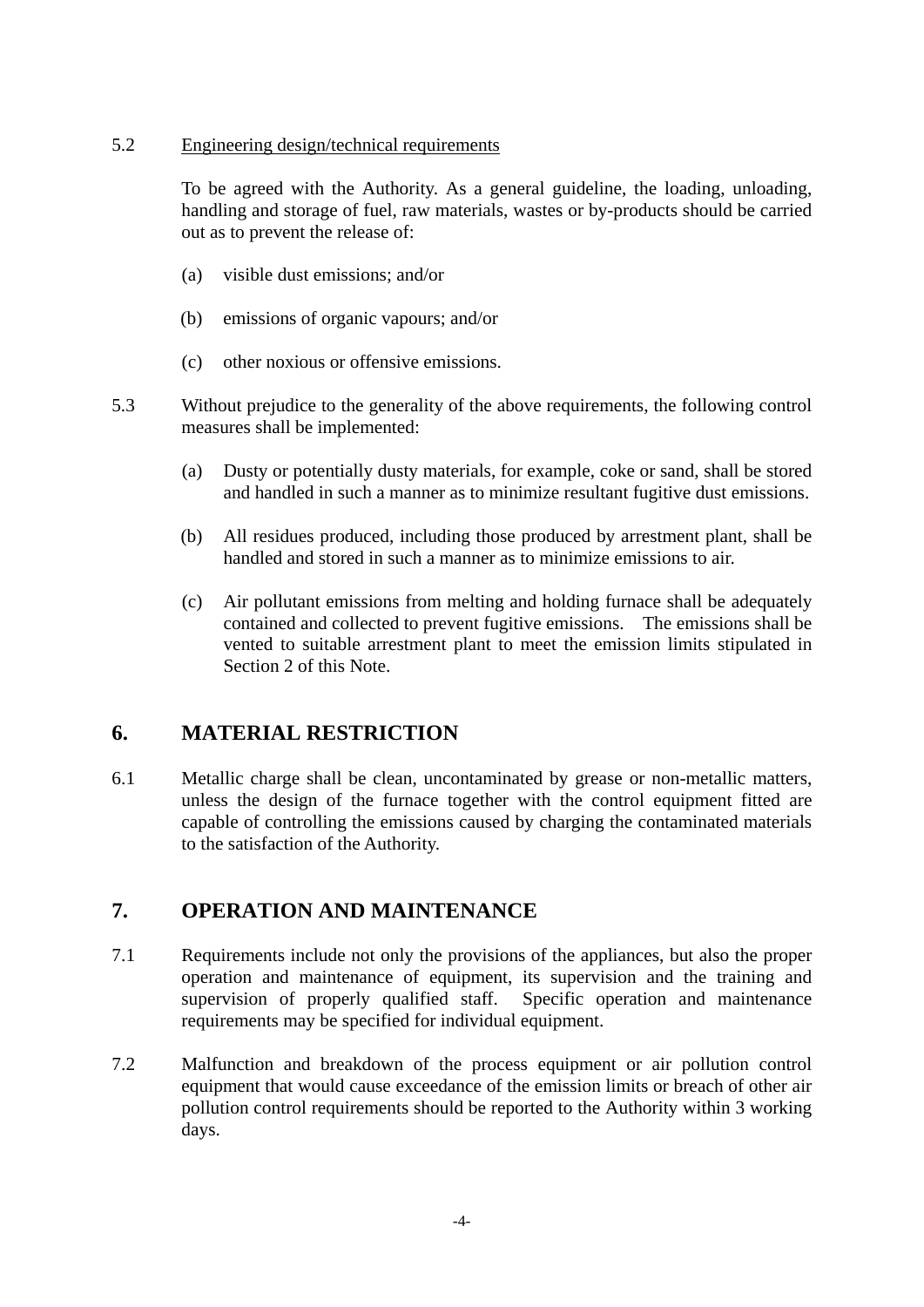5.2 Engineering design/technical requirements

To be agreed with the Authority. As a general guideline, the loading, unloading, handling and storage of fuel, raw materials, wastes or by-products should be carried out as to prevent the release of:

(a) visible dust emissions; and/or

(b) emissions of organic vapours; and/or

(c) other noxious or offensive emissions.

5.3 Without prejudice to the generality of the above requirements, the following control measures shall be implemented:

(a) Dusty or potentially dusty materials, for example, coke or sand, shall be stored and handled in such a manner as to minimize resultant fugitive dust emissions.

(b) All residues produced, including those produced by arrestment plant, shall be handled and stored in such a manner as to minimize emissions to air.

(c) Air pollutant emissions from melting and holding furnace shall be adequately contained and collected to prevent fugitive emissions. The emissions shall be vented to suitable arrestment plant to meet the emission limits stipulated in Section 2 of this Note.

## 6. MATERIAL RESTRICTION

6.1 Metallic charge shall be clean, uncontaminated by grease or non-metallic matters, unless the design of the furnace together with the control equipment fitted are capable of controlling the emissions caused by charging the contaminated materials to the satisfaction of the Authority.

## 7. OPERATION AND MAINTENANCE

7.1 Requirements include not only the provisions of the appliances, but also the proper operation and maintenance of equipment, its supervision and the training and supervision of properly qualified staff. Specific operation and maintenance requirements may be specified for individual equipment.

7.2 Malfunction and breakdown of the process equipment or air pollution control equipment that would cause exceedance of the emission limits or breach of other air pollution control requirements should be reported to the Authority within 3 working days.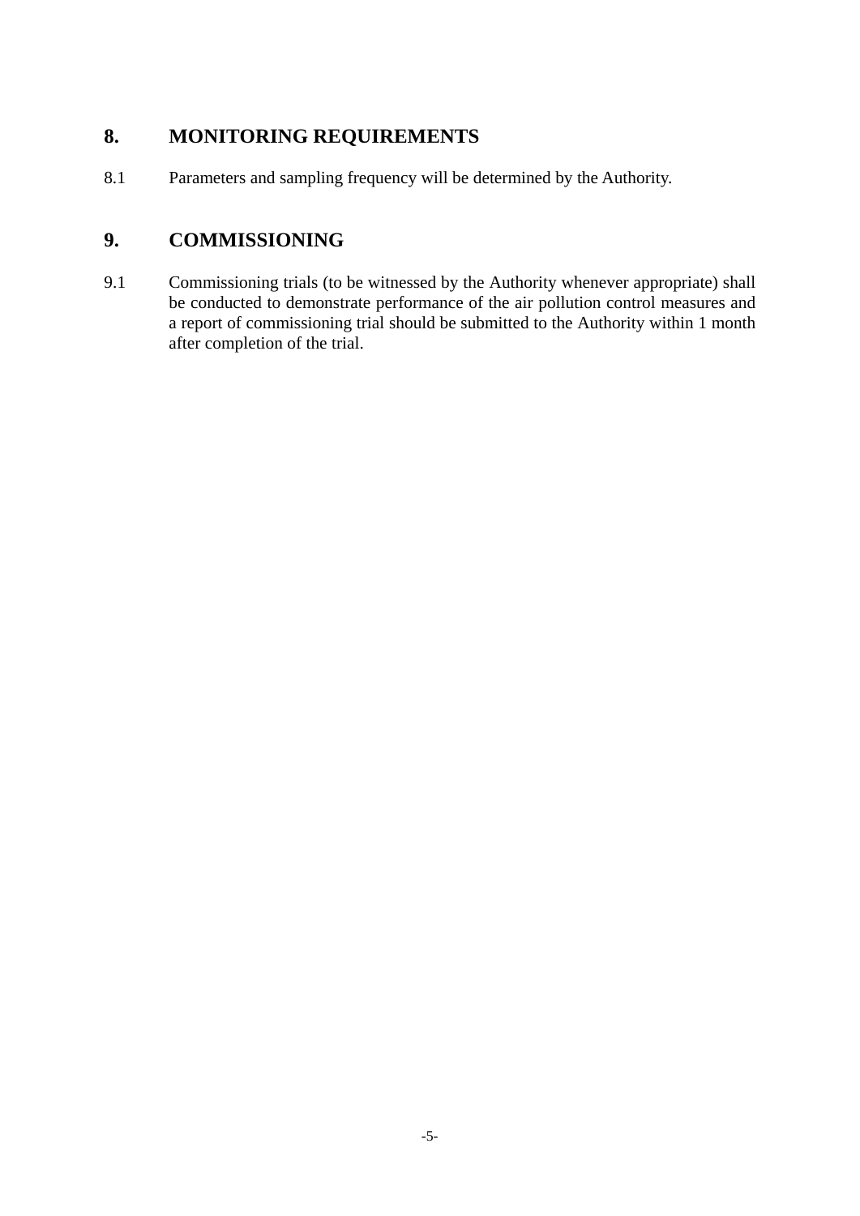## 8. MONITORING REQUIREMENTS

8.1 Parameters and sampling frequency will be determined by the Authority.

## 9. COMMISSIONING

9.1 Commissioning trials (to be witnessed by the Authority whenever appropriate) shall be conducted to demonstrate performance of the air pollution control measures and a report of commissioning trial should be submitted to the Authority within 1 month after completion of the trial.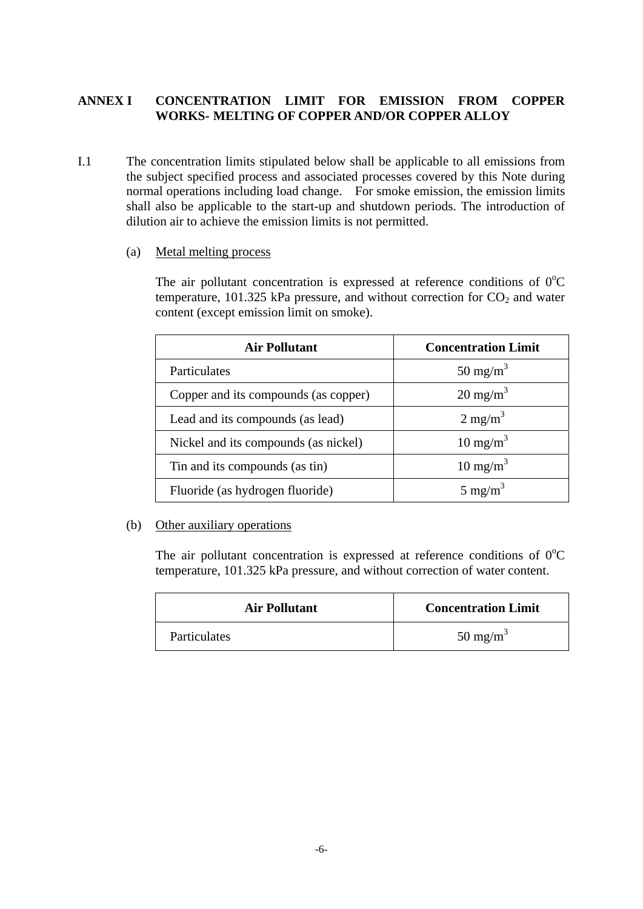## ANNEX I CONCENTRATION LIMIT FOR EMISSION FROM COPPER WORKS- MELTING OF COPPER AND/OR COPPER ALLOY

I.1 The concentration limits stipulated below shall be applicable to all emissions from the subject specified process and associated processes covered by this Note during normal operations including load change. For smoke emission, the emission limits shall also be applicable to the start-up and shutdown periods. The introduction of dilution air to achieve the emission limits is not permitted.

(a) Metal melting process

The air pollutant concentration is expressed at reference conditions of 0°C temperature, 101.325 kPa pressure, and without correction for $CO_2$ and water content (except emission limit on smoke).

| Air Pollutant | Concentration Limit |
|---|---|
| Particulates | 50 mg/m$^3$ |
| Copper and its compounds (as copper) | 20 mg/m$^3$ |
| Lead and its compounds (as lead) | 2 mg/m$^3$ |
| Nickel and its compounds (as nickel) | 10 mg/m$^3$ |
| Tin and its compounds (as tin) | 10 mg/m$^3$ |
| Fluoride (as hydrogen fluoride) | 5 mg/m$^3$ |

(b) Other auxiliary operations

The air pollutant concentration is expressed at reference conditions of 0°C temperature, 101.325 kPa pressure, and without correction of water content.

| Air Pollutant | Concentration Limit |
|---|---|
| Particulates | 50 mg/m$^3$ |